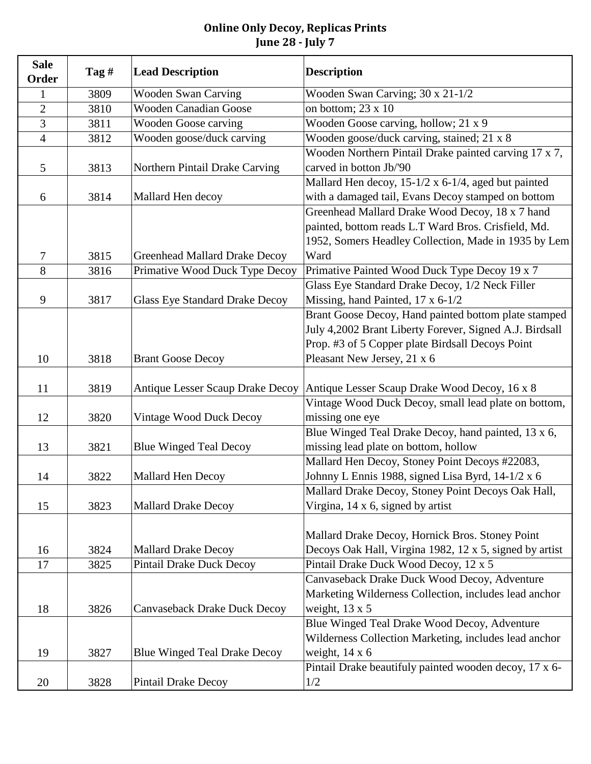**Online Only Decoy, Replicas Prints**
**June 28 - July 7**

| Sale Order | Tag # | Lead Description | Description |
|---|---|---|---|
| 1 | 3809 | Wooden Swan Carving | Wooden Swan Carving; 30 x 21-1/2 |
| 2 | 3810 | Wooden Canadian Goose | on bottom; 23 x 10 |
| 3 | 3811 | Wooden Goose carving | Wooden Goose carving, hollow; 21 x 9 |
| 4 | 3812 | Wooden goose/duck carving | Wooden goose/duck carving, stained; 21 x 8 |
| 5 | 3813 | Northern Pintail Drake Carving | Wooden Northern Pintail Drake painted carving 17 x 7, carved in botton Jb/'90 |
| 6 | 3814 | Mallard Hen decoy | Mallard Hen decoy, 15-1/2 x 6-1/4, aged but painted with a damaged tail, Evans Decoy stamped on bottom |
| 7 | 3815 | Greenhead Mallard Drake Decoy | Greenhead Mallard Drake Wood Decoy, 18 x 7 hand painted, bottom reads L.T Ward Bros. Crisfield, Md. 1952, Somers Headley Collection, Made in 1935 by Lem Ward |
| 8 | 3816 | Primative Wood Duck Type Decoy | Primative Painted Wood Duck Type Decoy 19 x 7 |
| 9 | 3817 | Glass Eye Standard Drake Decoy | Glass Eye Standard Drake Decoy, 1/2 Neck Filler Missing, hand Painted, 17 x 6-1/2 |
| 10 | 3818 | Brant Goose Decoy | Brant Goose Decoy, Hand painted bottom plate stamped July 4,2002 Brant Liberty Forever, Signed A.J. Birdsall Prop. #3 of 5 Copper plate Birdsall Decoys Point Pleasant New Jersey, 21 x 6 |
| 11 | 3819 | Antique Lesser Scaup Drake Decoy | Antique Lesser Scaup Drake Wood Decoy, 16 x 8 |
| 12 | 3820 | Vintage Wood Duck Decoy | Vintage Wood Duck Decoy, small lead plate on bottom, missing one eye |
| 13 | 3821 | Blue Winged Teal Decoy | Blue Winged Teal Drake Decoy, hand painted, 13 x 6, missing lead plate on bottom, hollow |
| 14 | 3822 | Mallard Hen Decoy | Mallard Hen Decoy, Stoney Point Decoys #22083, Johnny L Ennis 1988, signed Lisa Byrd, 14-1/2 x 6 |
| 15 | 3823 | Mallard Drake Decoy | Mallard Drake Decoy, Stoney Point Decoys Oak Hall, Virgina, 14 x 6, signed by artist |
| 16 | 3824 | Mallard Drake Decoy | Mallard Drake Decoy, Hornick Bros. Stoney Point Decoys Oak Hall, Virgina 1982, 12 x 5, signed by artist |
| 17 | 3825 | Pintail Drake Duck Decoy | Pintail Drake Duck Wood Decoy, 12 x 5 |
| 18 | 3826 | Canvaseback Drake Duck Decoy | Canvaseback Drake Duck Wood Decoy, Adventure Marketing Wilderness Collection, includes lead anchor weight, 13 x 5 |
| 19 | 3827 | Blue Winged Teal Drake Decoy | Blue Winged Teal Drake Wood Decoy, Adventure Wilderness Collection Marketing, includes lead anchor weight, 14 x 6 |
| 20 | 3828 | Pintail Drake Decoy | Pintail Drake beautifuly painted wooden decoy, 17 x 6-1/2 |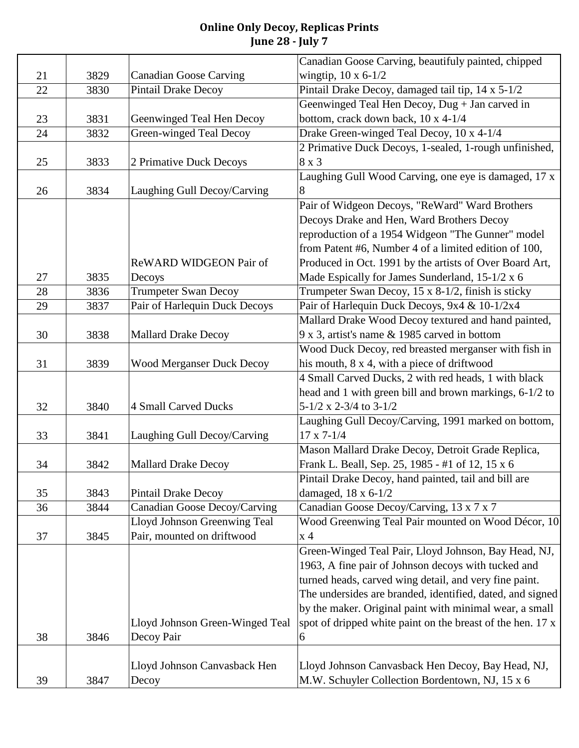# Online Only Decoy, Replicas Prints
## June 28 - July 7

| | | | |
|---|---|---|---|
| 21 | 3829 | Canadian Goose Carving | Canadian Goose Carving, beautifuly painted, chipped wingtip, 10 x 6-1/2 |
| 22 | 3830 | Pintail Drake Decoy | Pintail Drake Decoy, damaged tail tip, 14 x 5-1/2 |
| 23 | 3831 | Geenwinged Teal Hen Decoy | Geenwinged Teal Hen Decoy, Dug + Jan carved in bottom, crack down back, 10 x 4-1/4 |
| 24 | 3832 | Green-winged Teal Decoy | Drake Green-winged Teal Decoy, 10 x 4-1/4 |
| 25 | 3833 | 2 Primative Duck Decoys | 2 Primative Duck Decoys, 1-sealed, 1-rough unfinished, 8 x 3 |
| 26 | 3834 | Laughing Gull Decoy/Carving | Laughing Gull Wood Carving, one eye is damaged, 17 x 8 |
| 27 | 3835 | ReWARD WIDGEON Pair of Decoys | Pair of Widgeon Decoys, "ReWard" Ward Brothers Decoys Drake and Hen, Ward Brothers Decoy reproduction of a 1954 Widgeon "The Gunner" model from Patent #6, Number 4 of a limited edition of 100, Produced in Oct. 1991 by the artists of Over Board Art, Made Espically for James Sunderland, 15-1/2 x 6 |
| 28 | 3836 | Trumpeter Swan Decoy | Trumpeter Swan Decoy, 15 x 8-1/2, finish is sticky |
| 29 | 3837 | Pair of Harlequin Duck Decoys | Pair of Harlequin Duck Decoys, 9x4 & 10-1/2x4 |
| 30 | 3838 | Mallard Drake Decoy | Mallard Drake Wood Decoy textured and hand painted, 9 x 3, artist's name & 1985 carved in bottom |
| 31 | 3839 | Wood Merganser Duck Decoy | Wood Duck Decoy, red breasted merganser with fish in his mouth, 8 x 4, with a piece of driftwood |
| 32 | 3840 | 4 Small Carved Ducks | 4 Small Carved Ducks, 2 with red heads, 1 with black head and 1 with green bill and brown markings, 6-1/2 to 5-1/2 x 2-3/4 to 3-1/2 |
| 33 | 3841 | Laughing Gull Decoy/Carving | Laughing Gull Decoy/Carving, 1991 marked on bottom, 17 x 7-1/4 |
| 34 | 3842 | Mallard Drake Decoy | Mason Mallard Drake Decoy, Detroit Grade Replica, Frank L. Beall, Sep. 25, 1985 - #1 of 12, 15 x 6 |
| 35 | 3843 | Pintail Drake Decoy | Pintail Drake Decoy, hand painted, tail and bill are damaged, 18 x 6-1/2 |
| 36 | 3844 | Canadian Goose Decoy/Carving | Canadian Goose Decoy/Carving, 13 x 7 x 7 |
| 37 | 3845 | Lloyd Johnson Greenwing Teal Pair, mounted on driftwood | Wood Greenwing Teal Pair mounted on Wood Décor, 10 x 4 |
| 38 | 3846 | Lloyd Johnson Green-Winged Teal Decoy Pair | Green-Winged Teal Pair, Lloyd Johnson, Bay Head, NJ, 1963, A fine pair of Johnson decoys with tucked and turned heads, carved wing detail, and very fine paint. The undersides are branded, identified, dated, and signed by the maker. Original paint with minimal wear, a small spot of dripped white paint on the breast of the hen. 17 x 6 |
| 39 | 3847 | Lloyd Johnson Canvasback Hen Decoy | Lloyd Johnson Canvasback Hen Decoy, Bay Head, NJ, M.W. Schuyler Collection Bordentown, NJ, 15 x 6 |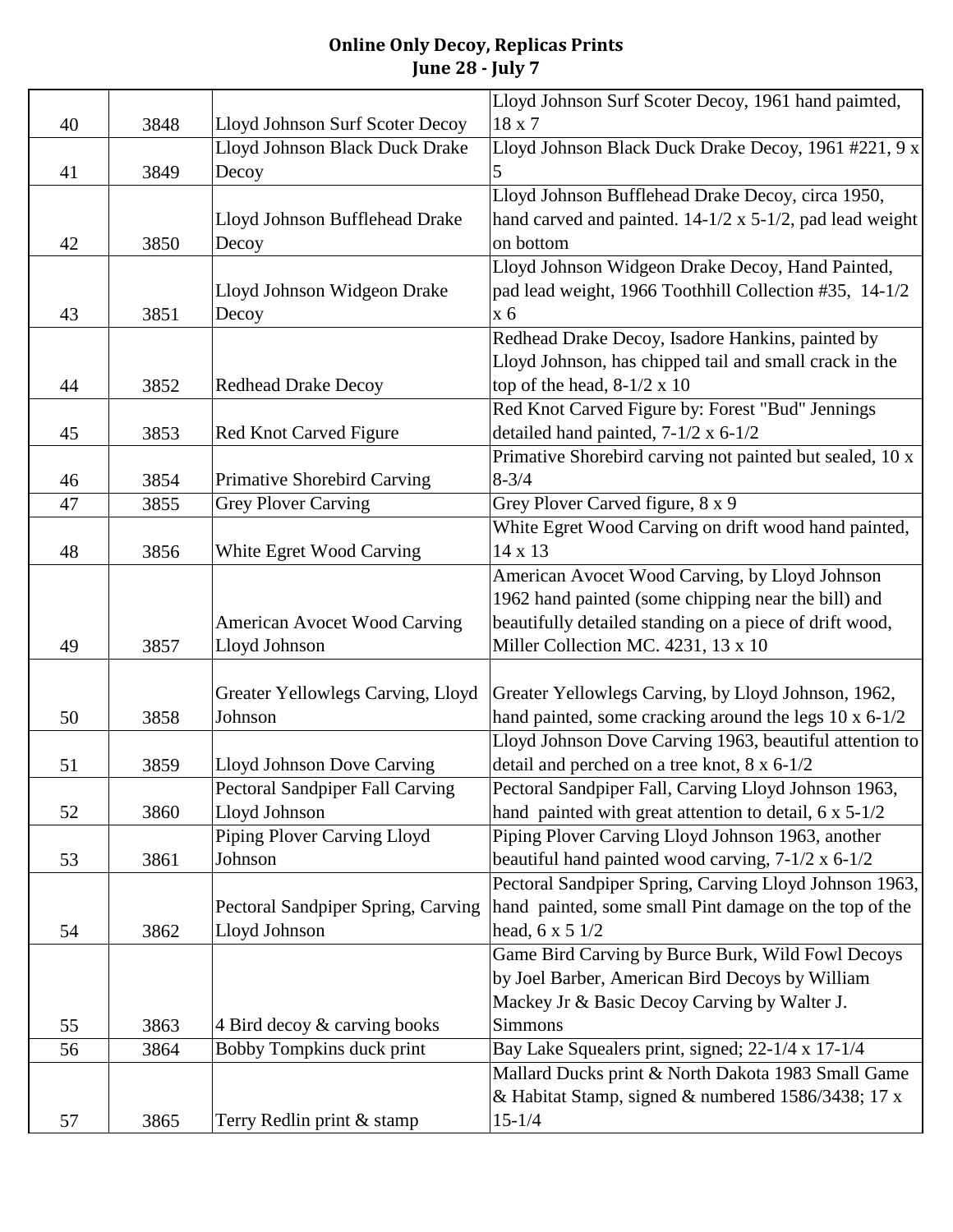# Online Only Decoy, Replicas Prints
## June 28 - July 7

| | | | |
|---|---|---|---|
| 40 | 3848 | Lloyd Johnson Surf Scoter Decoy | Lloyd Johnson Surf Scoter Decoy, 1961 hand paimted, 18 x 7 |
| 41 | 3849 | Lloyd Johnson Black Duck Drake Decoy | Lloyd Johnson Black Duck Drake Decoy, 1961 #221, 9 x 5 |
| 42 | 3850 | Lloyd Johnson Bufflehead Drake Decoy | Lloyd Johnson Bufflehead Drake Decoy, circa 1950, hand carved and painted. 14-1/2 x 5-1/2, pad lead weight on bottom |
| 43 | 3851 | Lloyd Johnson Widgeon Drake Decoy | Lloyd Johnson Widgeon Drake Decoy, Hand Painted, pad lead weight, 1966 Toothhill Collection #35, 14-1/2 x 6 |
| 44 | 3852 | Redhead Drake Decoy | Redhead Drake Decoy, Isadore Hankins, painted by Lloyd Johnson, has chipped tail and small crack in the top of the head, 8-1/2 x 10 |
| 45 | 3853 | Red Knot Carved Figure | Red Knot Carved Figure by: Forest "Bud" Jennings detailed hand painted, 7-1/2 x 6-1/2 |
| 46 | 3854 | Primative Shorebird Carving | Primative Shorebird carving not painted but sealed, 10 x 8-3/4 |
| 47 | 3855 | Grey Plover Carving | Grey Plover Carved figure, 8 x 9 |
| 48 | 3856 | White Egret Wood Carving | White Egret Wood Carving on drift wood hand painted, 14 x 13 |
| 49 | 3857 | American Avocet Wood Carving Lloyd Johnson | American Avocet Wood Carving, by Lloyd Johnson 1962 hand painted (some chipping near the bill) and beautifully detailed standing on a piece of drift wood, Miller Collection MC. 4231, 13 x 10 |
| 50 | 3858 | Greater Yellowlegs Carving, Lloyd Johnson | Greater Yellowlegs Carving, by Lloyd Johnson, 1962, hand painted, some cracking around the legs 10 x 6-1/2 |
| 51 | 3859 | Lloyd Johnson Dove Carving | Lloyd Johnson Dove Carving 1963, beautiful attention to detail and perched on a tree knot, 8 x 6-1/2 |
| 52 | 3860 | Pectoral Sandpiper Fall Carving Lloyd Johnson | Pectoral Sandpiper Fall, Carving Lloyd Johnson 1963, hand painted with great attention to detail, 6 x 5-1/2 |
| 53 | 3861 | Piping Plover Carving Lloyd Johnson | Piping Plover Carving Lloyd Johnson 1963, another beautiful hand painted wood carving, 7-1/2 x 6-1/2 |
| 54 | 3862 | Pectoral Sandpiper Spring, Carving Lloyd Johnson | Pectoral Sandpiper Spring, Carving Lloyd Johnson 1963, hand painted, some small Pint damage on the top of the head, 6 x 5 1/2 |
| 55 | 3863 | 4 Bird decoy & carving books | Game Bird Carving by Burce Burk, Wild Fowl Decoys by Joel Barber, American Bird Decoys by William Mackey Jr & Basic Decoy Carving by Walter J. Simmons |
| 56 | 3864 | Bobby Tompkins duck print | Bay Lake Squealers print, signed; 22-1/4 x 17-1/4 |
| 57 | 3865 | Terry Redlin print & stamp | Mallard Ducks print & North Dakota 1983 Small Game & Habitat Stamp, signed & numbered 1586/3438; 17 x 15-1/4 |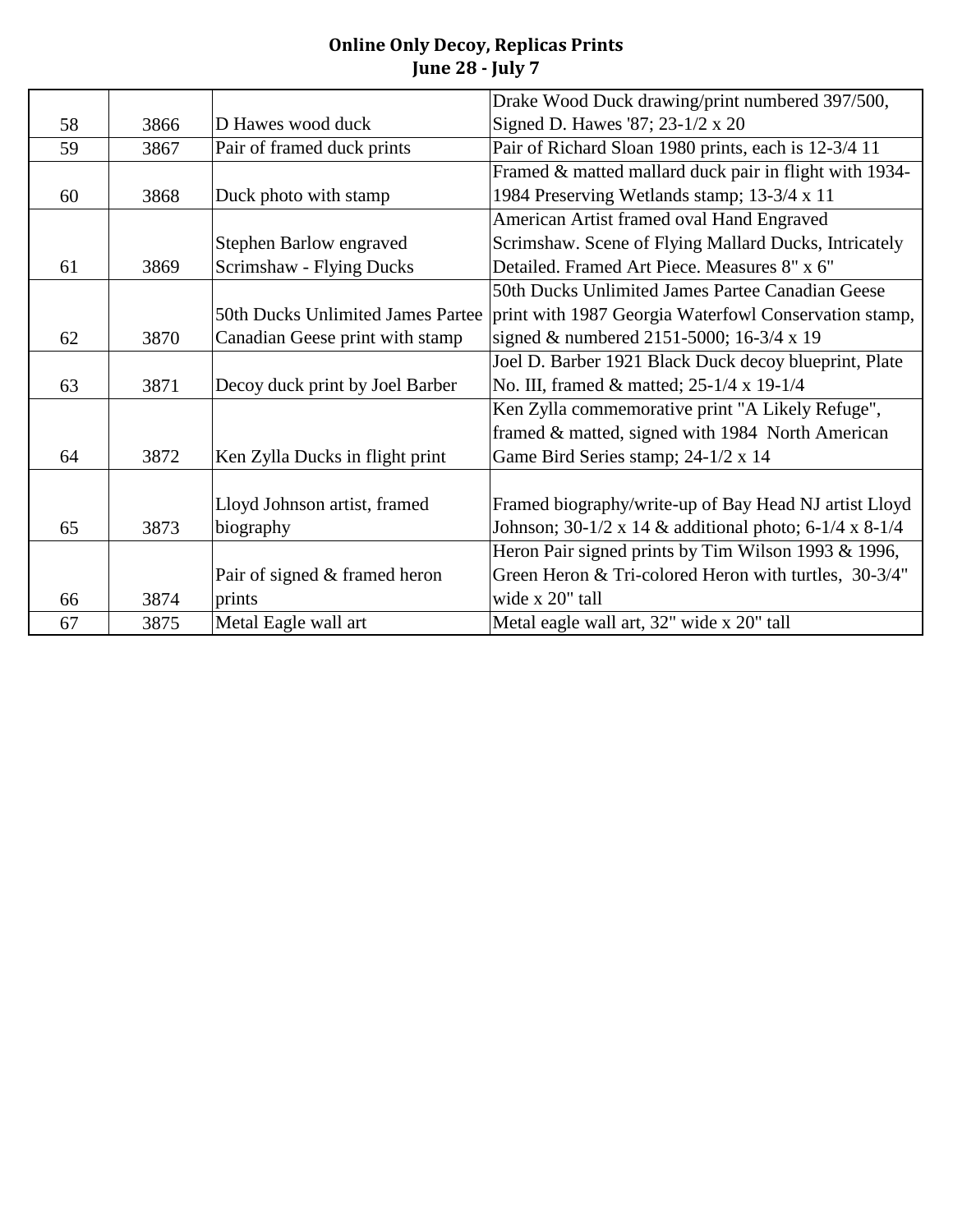**Online Only Decoy, Replicas Prints**
**June 28 - July 7**

| | | | |
|---|---|---|---|
| 58 | 3866 | D Hawes wood duck | Drake Wood Duck drawing/print numbered 397/500, Signed D. Hawes '87; 23-1/2 x 20 |
| 59 | 3867 | Pair of framed duck prints | Pair of Richard Sloan 1980 prints, each is 12-3/4 11 |
| 60 | 3868 | Duck photo with stamp | Framed & matted mallard duck pair in flight with 1934-1984 Preserving Wetlands stamp; 13-3/4 x 11 |
| 61 | 3869 | Stephen Barlow engraved Scrimshaw - Flying Ducks | American Artist framed oval Hand Engraved Scrimshaw. Scene of Flying Mallard Ducks, Intricately Detailed. Framed Art Piece. Measures 8" x 6" |
| 62 | 3870 | 50th Ducks Unlimited James Partee Canadian Geese print with stamp | 50th Ducks Unlimited James Partee Canadian Geese print with 1987 Georgia Waterfowl Conservation stamp, signed & numbered 2151-5000; 16-3/4 x 19 |
| 63 | 3871 | Decoy duck print by Joel Barber | Joel D. Barber 1921 Black Duck decoy blueprint, Plate No. III, framed & matted; 25-1/4 x 19-1/4 |
| 64 | 3872 | Ken Zylla Ducks in flight print | Ken Zylla commemorative print "A Likely Refuge", framed & matted, signed with 1984 North American Game Bird Series stamp; 24-1/2 x 14 |
| 65 | 3873 | Lloyd Johnson artist, framed biography | Framed biography/write-up of Bay Head NJ artist Lloyd Johnson; 30-1/2 x 14 & additional photo; 6-1/4 x 8-1/4 |
| 66 | 3874 | Pair of signed & framed heron prints | Heron Pair signed prints by Tim Wilson 1993 & 1996, Green Heron & Tri-colored Heron with turtles, 30-3/4" wide x 20" tall |
| 67 | 3875 | Metal Eagle wall art | Metal eagle wall art, 32" wide x 20" tall |